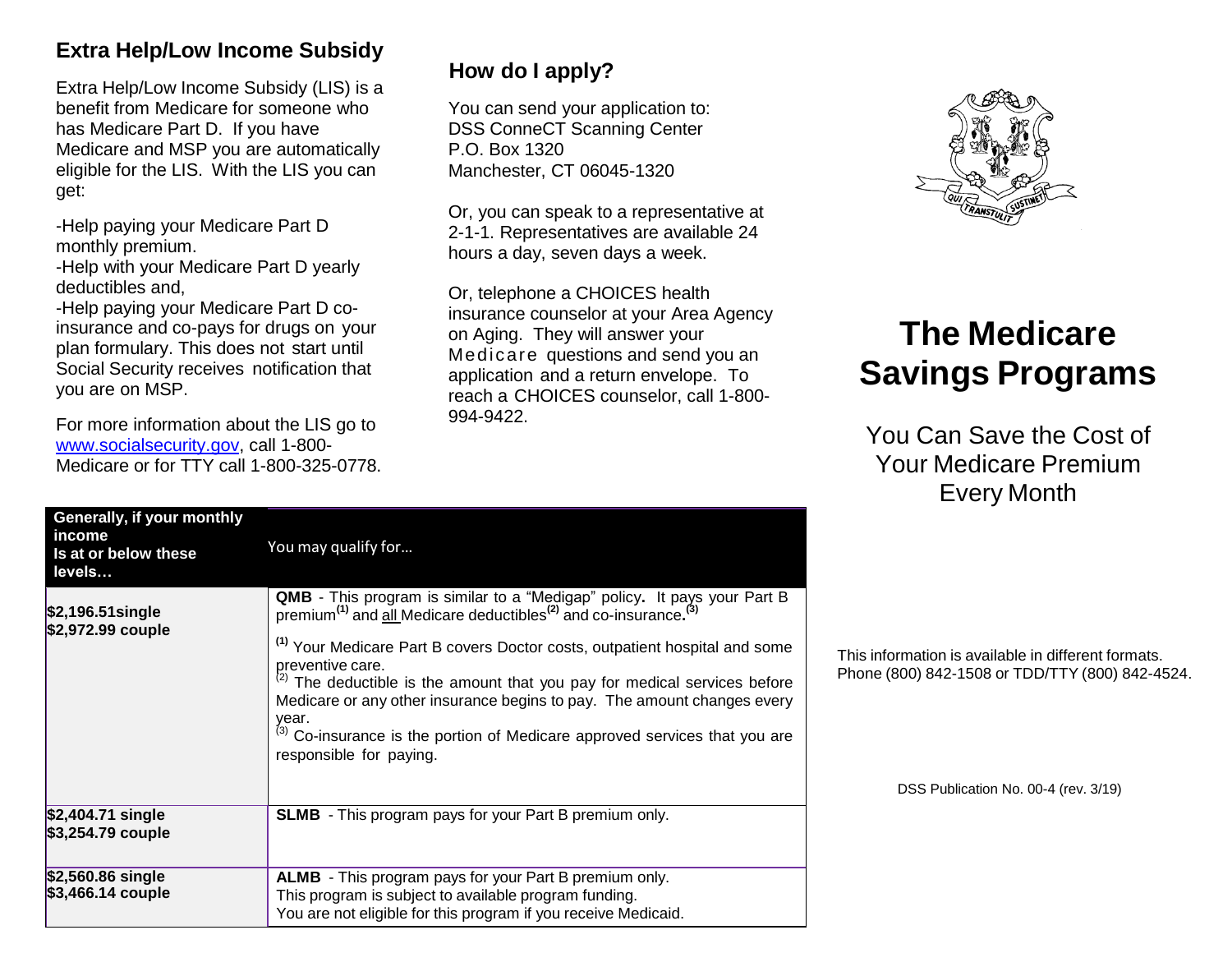## Extra Help/Low Income Subsidy

Extra Help/Low Income Subsidy (LIS) is a benefit from Medicare for someone who has Medicare Part D. If you have Medicare and MSP you are automatically eligible for the LIS. With the LIS you can get:

-Help paying your Medicare Part D monthly premium.
-Help with your Medicare Part D yearly deductibles and,
-Help paying your Medicare Part D co-insurance and co-pays for drugs on your plan formulary. This does not start until Social Security receives notification that you are on MSP.

For more information about the LIS go to www.socialsecurity.gov, call 1-800-Medicare or for TTY call 1-800-325-0778.

## How do I apply?

You can send your application to:
DSS ConneCT Scanning Center
P.O. Box 1320
Manchester, CT 06045-1320

Or, you can speak to a representative at 2-1-1. Representatives are available 24 hours a day, seven days a week.

Or, telephone a CHOICES health insurance counselor at your Area Agency on Aging. They will answer your Medicare questions and send you an application and a return envelope. To reach a CHOICES counselor, call 1-800-994-9422.

| Generally, if your monthly income Is at or below these levels… | You may qualify for… |
|---|---|
| **$2,196.51single**<br>**$2,972.99 couple** | **QMB** - This program is similar to a "Medigap" policy**.** It pays your Part B premium**[1]** and all Medicare deductibles**[2]** and co-insurance**.[3]**<br><br>**[1]** Your Medicare Part B covers Doctor costs, outpatient hospital and some preventive care.<br>[2] The deductible is the amount that you pay for medical services before Medicare or any other insurance begins to pay. The amount changes every year.<br>[3] Co-insurance is the portion of Medicare approved services that you are responsible for paying. |
| **$2,404.71 single**<br>**$3,254.79 couple** | **SLMB** - This program pays for your Part B premium only. |
| **$2,560.86 single**<br>**$3,466.14 couple** | **ALMB** - This program pays for your Part B premium only.<br>This program is subject to available program funding.<br>You are not eligible for this program if you receive Medicaid. |

# The Medicare Savings Programs

You Can Save the Cost of Your Medicare Premium Every Month

This information is available in different formats. Phone (800) 842-1508 or TDD/TTY (800) 842-4524.

DSS Publication No. 00-4 (rev. 3/19)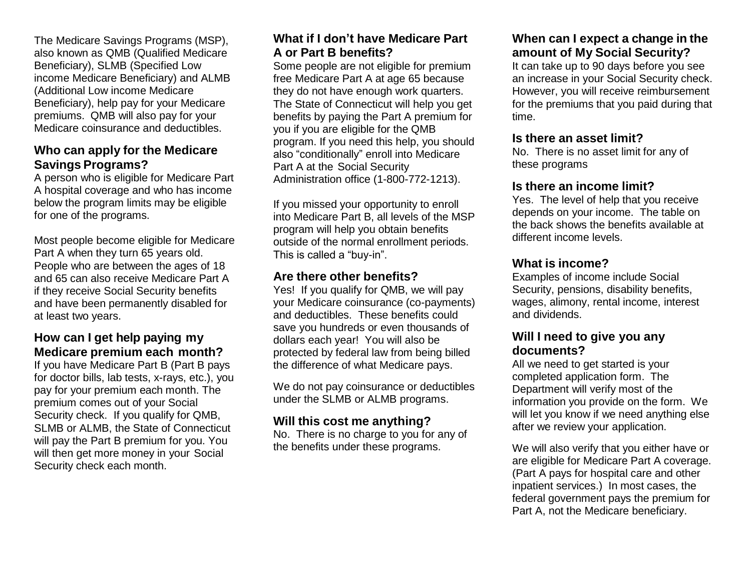The Medicare Savings Programs (MSP), also known as QMB (Qualified Medicare Beneficiary), SLMB (Specified Low income Medicare Beneficiary) and ALMB (Additional Low income Medicare Beneficiary), help pay for your Medicare premiums. QMB will also pay for your Medicare coinsurance and deductibles.

## Who can apply for the Medicare Savings Programs?

A person who is eligible for Medicare Part A hospital coverage and who has income below the program limits may be eligible for one of the programs.

Most people become eligible for Medicare Part A when they turn 65 years old. People who are between the ages of 18 and 65 can also receive Medicare Part A if they receive Social Security benefits and have been permanently disabled for at least two years.

## How can I get help paying my Medicare premium each month?

If you have Medicare Part B (Part B pays for doctor bills, lab tests, x-rays, etc.), you pay for your premium each month. The premium comes out of your Social Security check. If you qualify for QMB, SLMB or ALMB, the State of Connecticut will pay the Part B premium for you. You will then get more money in your Social Security check each month.

## What if I don't have Medicare Part A or Part B benefits?

Some people are not eligible for premium free Medicare Part A at age 65 because they do not have enough work quarters. The State of Connecticut will help you get benefits by paying the Part A premium for you if you are eligible for the QMB program. If you need this help, you should also "conditionally" enroll into Medicare Part A at the Social Security Administration office (1-800-772-1213).

If you missed your opportunity to enroll into Medicare Part B, all levels of the MSP program will help you obtain benefits outside of the normal enrollment periods. This is called a "buy-in".

## Are there other benefits?

Yes! If you qualify for QMB, we will pay your Medicare coinsurance (co-payments) and deductibles. These benefits could save you hundreds or even thousands of dollars each year! You will also be protected by federal law from being billed the difference of what Medicare pays.

We do not pay coinsurance or deductibles under the SLMB or ALMB programs.

## Will this cost me anything?

No. There is no charge to you for any of the benefits under these programs.

## When can I expect a change in the amount of My Social Security?

It can take up to 90 days before you see an increase in your Social Security check. However, you will receive reimbursement for the premiums that you paid during that time.

## Is there an asset limit?

No. There is no asset limit for any of these programs

## Is there an income limit?

Yes. The level of help that you receive depends on your income. The table on the back shows the benefits available at different income levels.

## What is income?

Examples of income include Social Security, pensions, disability benefits, wages, alimony, rental income, interest and dividends.

## Will I need to give you any documents?

All we need to get started is your completed application form. The Department will verify most of the information you provide on the form. We will let you know if we need anything else after we review your application.

We will also verify that you either have or are eligible for Medicare Part A coverage. (Part A pays for hospital care and other inpatient services.) In most cases, the federal government pays the premium for Part A, not the Medicare beneficiary.